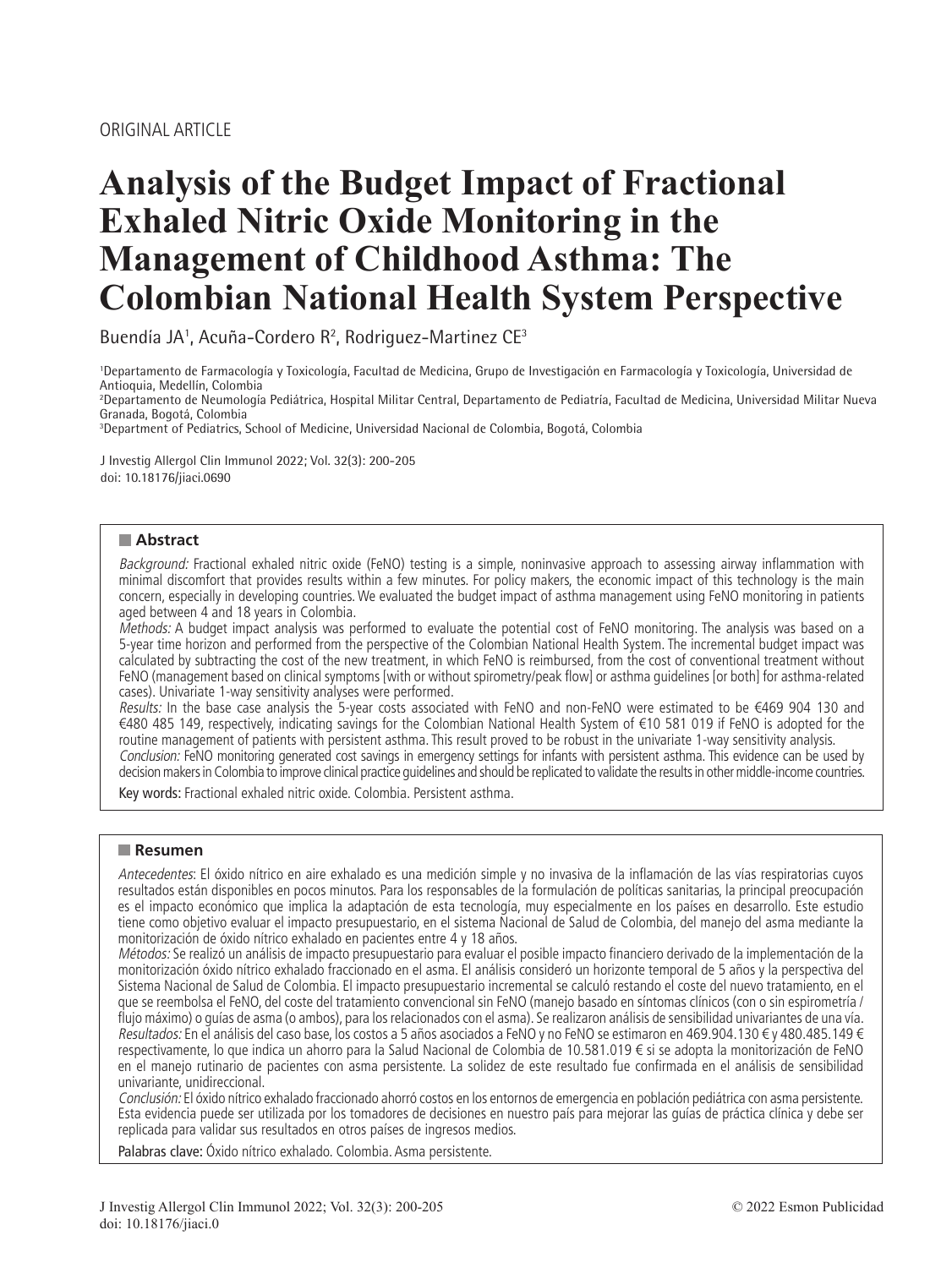ORIGINAL ARTICLE

# Analysis of the Budget Impact of Fractional Exhaled Nitric Oxide Monitoring in the Management of Childhood Asthma: The Colombian National Health System Perspective

Buendía JA[1], Acuña-Cordero R[2], Rodriguez-Martinez CE[3]

[1]Departamento de Farmacología y Toxicología, Facultad de Medicina, Grupo de Investigación en Farmacología y Toxicología, Universidad de Antioquia, Medellín, Colombia
[2]Departamento de Neumología Pediátrica, Hospital Militar Central, Departamento de Pediatría, Facultad de Medicina, Universidad Militar Nueva Granada, Bogotá, Colombia
[3]Department of Pediatrics, School of Medicine, Universidad Nacional de Colombia, Bogotá, Colombia

J Investig Allergol Clin Immunol 2022; Vol. 32(3): 200-205
doi: 10.18176/jiaci.0690

## Abstract

*Background:* Fractional exhaled nitric oxide (FeNO) testing is a simple, noninvasive approach to assessing airway inflammation with minimal discomfort that provides results within a few minutes. For policy makers, the economic impact of this technology is the main concern, especially in developing countries. We evaluated the budget impact of asthma management using FeNO monitoring in patients aged between 4 and 18 years in Colombia.

*Methods:* A budget impact analysis was performed to evaluate the potential cost of FeNO monitoring. The analysis was based on a 5-year time horizon and performed from the perspective of the Colombian National Health System. The incremental budget impact was calculated by subtracting the cost of the new treatment, in which FeNO is reimbursed, from the cost of conventional treatment without FeNO (management based on clinical symptoms [with or without spirometry/peak flow] or asthma guidelines [or both] for asthma-related cases). Univariate 1-way sensitivity analyses were performed.

*Results:* In the base case analysis the 5-year costs associated with FeNO and non-FeNO were estimated to be €469 904 130 and €480 485 149, respectively, indicating savings for the Colombian National Health System of €10 581 019 if FeNO is adopted for the routine management of patients with persistent asthma. This result proved to be robust in the univariate 1-way sensitivity analysis.

*Conclusion:* FeNO monitoring generated cost savings in emergency settings for infants with persistent asthma. This evidence can be used by decision makers in Colombia to improve clinical practice guidelines and should be replicated to validate the results in other middle-income countries.

**Key words:** Fractional exhaled nitric oxide. Colombia. Persistent asthma.

## Resumen

*Antecedentes*: El óxido nítrico en aire exhalado es una medición simple y no invasiva de la inflamación de las vías respiratorias cuyos resultados están disponibles en pocos minutos. Para los responsables de la formulación de políticas sanitarias, la principal preocupación es el impacto económico que implica la adaptación de esta tecnología, muy especialmente en los países en desarrollo. Este estudio tiene como objetivo evaluar el impacto presupuestario, en el sistema Nacional de Salud de Colombia, del manejo del asma mediante la monitorización de óxido nítrico exhalado en pacientes entre 4 y 18 años.

*Métodos:* Se realizó un análisis de impacto presupuestario para evaluar el posible impacto financiero derivado de la implementación de la monitorización óxido nítrico exhalado fraccionado en el asma. El análisis consideró un horizonte temporal de 5 años y la perspectiva del Sistema Nacional de Salud de Colombia. El impacto presupuestario incremental se calculó restando el coste del nuevo tratamiento, en el que se reembolsa el FeNO, del coste del tratamiento convencional sin FeNO (manejo basado en síntomas clínicos (con o sin espirometría / flujo máximo) o guías de asma (o ambos), para los relacionados con el asma). Se realizaron análisis de sensibilidad univariantes de una vía.

*Resultados:* En el análisis del caso base, los costos a 5 años asociados a FeNO y no FeNO se estimaron en 469.904.130 € y 480.485.149 € respectivamente, lo que indica un ahorro para la Salud Nacional de Colombia de 10.581.019 € si se adopta la monitorización de FeNO en el manejo rutinario de pacientes con asma persistente. La solidez de este resultado fue confirmada en el análisis de sensibilidad univariante, unidireccional.

*Conclusión:* El óxido nítrico exhalado fraccionado ahorró costos en los entornos de emergencia en población pediátrica con asma persistente. Esta evidencia puede ser utilizada por los tomadores de decisiones en nuestro país para mejorar las guías de práctica clínica y debe ser replicada para validar sus resultados en otros países de ingresos medios.

**Palabras clave:** Óxido nítrico exhalado. Colombia. Asma persistente.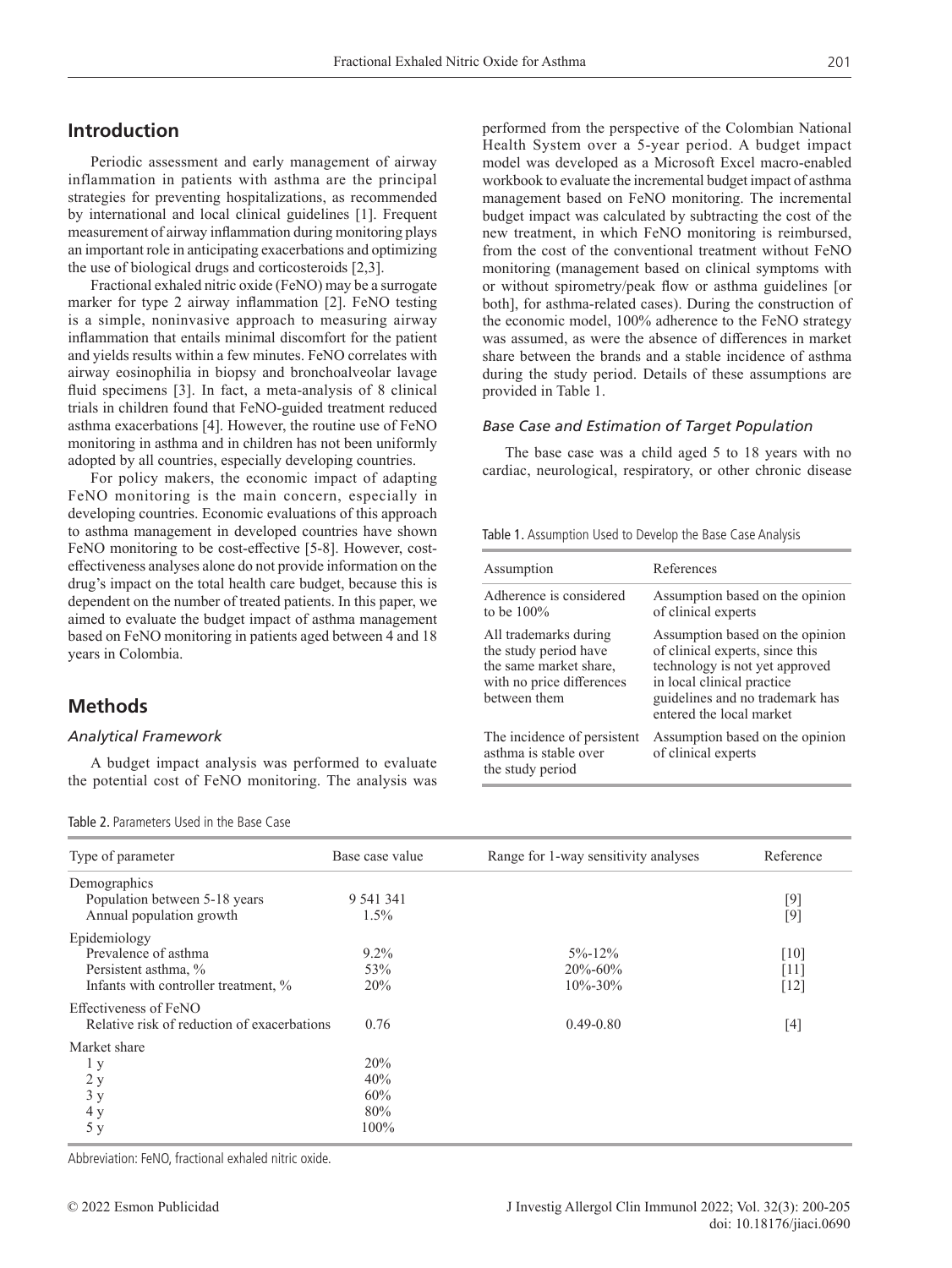## Introduction

Periodic assessment and early management of airway inflammation in patients with asthma are the principal strategies for preventing hospitalizations, as recommended by international and local clinical guidelines [1]. Frequent measurement of airway inflammation during monitoring plays an important role in anticipating exacerbations and optimizing the use of biological drugs and corticosteroids [2,3].

Fractional exhaled nitric oxide (FeNO) may be a surrogate marker for type 2 airway inflammation [2]. FeNO testing is a simple, noninvasive approach to measuring airway inflammation that entails minimal discomfort for the patient and yields results within a few minutes. FeNO correlates with airway eosinophilia in biopsy and bronchoalveolar lavage fluid specimens [3]. In fact, a meta-analysis of 8 clinical trials in children found that FeNO-guided treatment reduced asthma exacerbations [4]. However, the routine use of FeNO monitoring in asthma and in children has not been uniformly adopted by all countries, especially developing countries.

For policy makers, the economic impact of adapting FeNO monitoring is the main concern, especially in developing countries. Economic evaluations of this approach to asthma management in developed countries have shown FeNO monitoring to be cost-effective [5-8]. However, cost-effectiveness analyses alone do not provide information on the drug's impact on the total health care budget, because this is dependent on the number of treated patients. In this paper, we aimed to evaluate the budget impact of asthma management based on FeNO monitoring in patients aged between 4 and 18 years in Colombia.

## Methods

### *Analytical Framework*

A budget impact analysis was performed to evaluate the potential cost of FeNO monitoring. The analysis was performed from the perspective of the Colombian National Health System over a 5-year period. A budget impact model was developed as a Microsoft Excel macro-enabled workbook to evaluate the incremental budget impact of asthma management based on FeNO monitoring. The incremental budget impact was calculated by subtracting the cost of the new treatment, in which FeNO monitoring is reimbursed, from the cost of the conventional treatment without FeNO monitoring (management based on clinical symptoms with or without spirometry/peak flow or asthma guidelines [or both], for asthma-related cases). During the construction of the economic model, 100% adherence to the FeNO strategy was assumed, as were the absence of differences in market share between the brands and a stable incidence of asthma during the study period. Details of these assumptions are provided in Table 1.

### *Base Case and Estimation of Target Population*

The base case was a child aged 5 to 18 years with no cardiac, neurological, respiratory, or other chronic disease

Table 1. Assumption Used to Develop the Base Case Analysis

| Assumption | References |
|---|---|
| Adherence is considered to be 100% | Assumption based on the opinion of clinical experts |
| All trademarks during the study period have the same market share, with no price differences between them | Assumption based on the opinion of clinical experts, since this technology is not yet approved in local clinical practice guidelines and no trademark has entered the local market |
| The incidence of persistent asthma is stable over the study period | Assumption based on the opinion of clinical experts |

Table 2. Parameters Used in the Base Case

| Type of parameter | Base case value | Range for 1-way sensitivity analyses | Reference |
|---|---|---|---|
| Demographics | | | |
| Population between 5-18 years | 9 541 341 | | [9] |
| Annual population growth | 1.5% | | [9] |
| Epidemiology | | | |
| Prevalence of asthma | 9.2% | 5%-12% | [10] |
| Persistent asthma, % | 53% | 20%-60% | [11] |
| Infants with controller treatment, % | 20% | 10%-30% | [12] |
| Effectiveness of FeNO | | | |
| Relative risk of reduction of exacerbations | 0.76 | 0.49-0.80 | [4] |
| Market share | | | |
| 1 y | 20% | | |
| 2 y | 40% | | |
| 3 y | 60% | | |
| 4 y | 80% | | |
| 5 y | 100% | | |

Abbreviation: FeNO, fractional exhaled nitric oxide.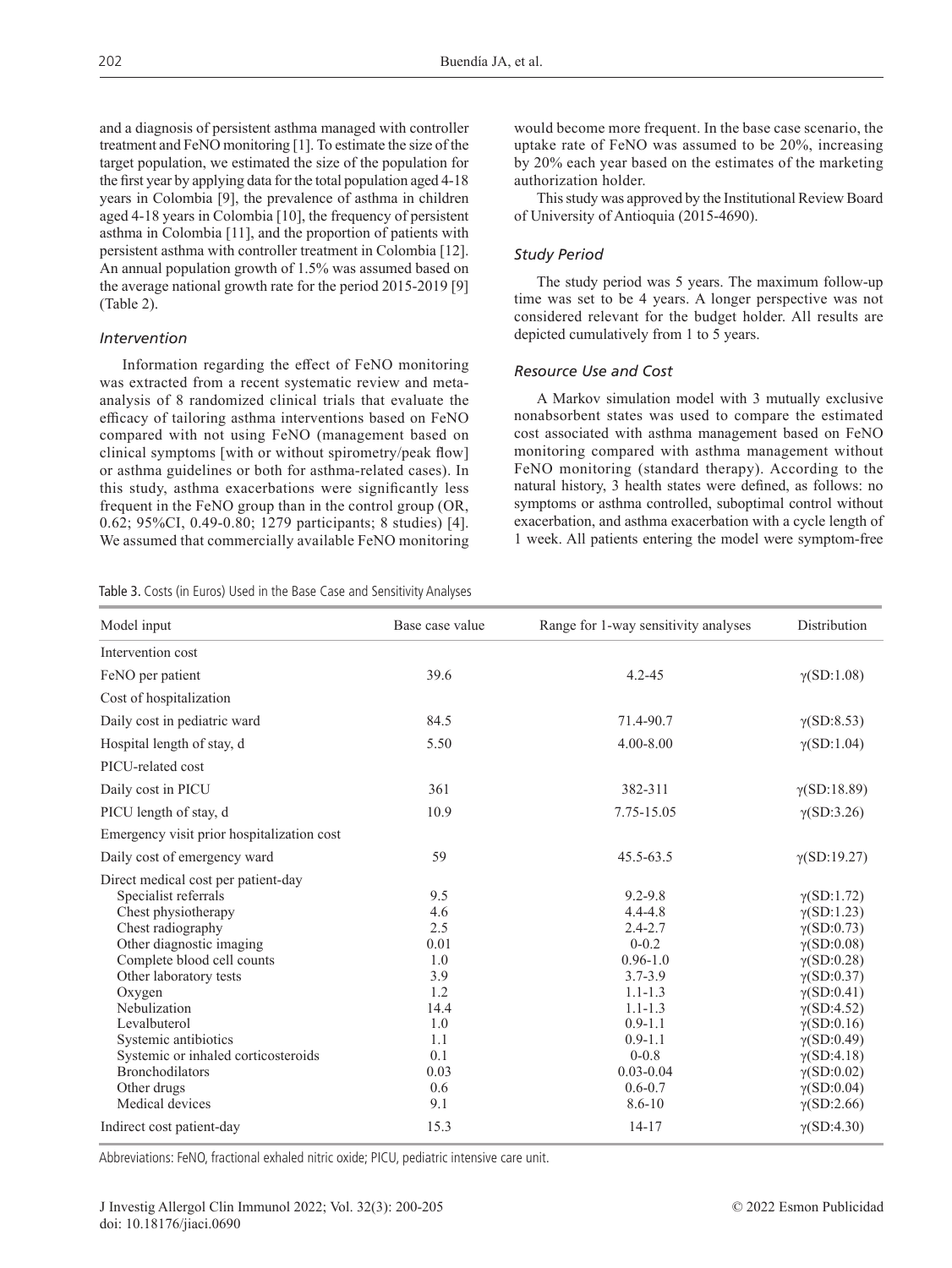and a diagnosis of persistent asthma managed with controller treatment and FeNO monitoring [1]. To estimate the size of the target population, we estimated the size of the population for the first year by applying data for the total population aged 4-18 years in Colombia [9], the prevalence of asthma in children aged 4-18 years in Colombia [10], the frequency of persistent asthma in Colombia [11], and the proportion of patients with persistent asthma with controller treatment in Colombia [12]. An annual population growth of 1.5% was assumed based on the average national growth rate for the period 2015-2019 [9] (Table 2).

### *Intervention*

Information regarding the effect of FeNO monitoring was extracted from a recent systematic review and meta-analysis of 8 randomized clinical trials that evaluate the efficacy of tailoring asthma interventions based on FeNO compared with not using FeNO (management based on clinical symptoms [with or without spirometry/peak flow] or asthma guidelines or both for asthma-related cases). In this study, asthma exacerbations were significantly less frequent in the FeNO group than in the control group (OR, 0.62; 95%CI, 0.49-0.80; 1279 participants; 8 studies) [4]. We assumed that commercially available FeNO monitoring would become more frequent. In the base case scenario, the uptake rate of FeNO was assumed to be 20%, increasing by 20% each year based on the estimates of the marketing authorization holder.

This study was approved by the Institutional Review Board of University of Antioquia (2015-4690).

### *Study Period*

The study period was 5 years. The maximum follow-up time was set to be 4 years. A longer perspective was not considered relevant for the budget holder. All results are depicted cumulatively from 1 to 5 years.

### *Resource Use and Cost*

A Markov simulation model with 3 mutually exclusive nonabsorbent states was used to compare the estimated cost associated with asthma management based on FeNO monitoring compared with asthma management without FeNO monitoring (standard therapy). According to the natural history, 3 health states were defined, as follows: no symptoms or asthma controlled, suboptimal control without exacerbation, and asthma exacerbation with a cycle length of 1 week. All patients entering the model were symptom-free

Table 3. Costs (in Euros) Used in the Base Case and Sensitivity Analyses

| Model input | Base case value | Range for 1-way sensitivity analyses | Distribution |
|---|---|---|---|
| Intervention cost | | | |
| FeNO per patient | 39.6 | 4.2-45 | γ(SD:1.08) |
| Cost of hospitalization | | | |
| Daily cost in pediatric ward | 84.5 | 71.4-90.7 | γ(SD:8.53) |
| Hospital length of stay, d | 5.50 | 4.00-8.00 | γ(SD:1.04) |
| PICU-related cost | | | |
| Daily cost in PICU | 361 | 382-311 | γ(SD:18.89) |
| PICU length of stay, d | 10.9 | 7.75-15.05 | γ(SD:3.26) |
| Emergency visit prior hospitalization cost | | | |
| Daily cost of emergency ward | 59 | 45.5-63.5 | γ(SD:19.27) |
| Direct medical cost per patient-day | | | |
| Specialist referrals | 9.5 | 9.2-9.8 | γ(SD:1.72) |
| Chest physiotherapy | 4.6 | 4.4-4.8 | γ(SD:1.23) |
| Chest radiography | 2.5 | 2.4-2.7 | γ(SD:0.73) |
| Other diagnostic imaging | 0.01 | 0-0.2 | γ(SD:0.08) |
| Complete blood cell counts | 1.0 | 0.96-1.0 | γ(SD:0.28) |
| Other laboratory tests | 3.9 | 3.7-3.9 | γ(SD:0.37) |
| Oxygen | 1.2 | 1.1-1.3 | γ(SD:0.41) |
| Nebulization | 14.4 | 1.1-1.3 | γ(SD:4.52) |
| Levalbuterol | 1.0 | 0.9-1.1 | γ(SD:0.16) |
| Systemic antibiotics | 1.1 | 0.9-1.1 | γ(SD:0.49) |
| Systemic or inhaled corticosteroids | 0.1 | 0-0.8 | γ(SD:4.18) |
| Bronchodilators | 0.03 | 0.03-0.04 | γ(SD:0.02) |
| Other drugs | 0.6 | 0.6-0.7 | γ(SD:0.04) |
| Medical devices | 9.1 | 8.6-10 | γ(SD:2.66) |
| Indirect cost patient-day | 15.3 | 14-17 | γ(SD:4.30) |

Abbreviations: FeNO, fractional exhaled nitric oxide; PICU, pediatric intensive care unit.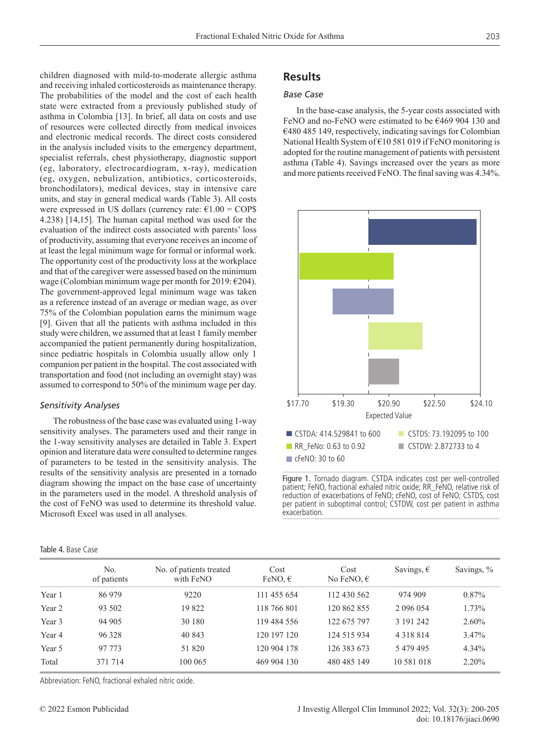children diagnosed with mild-to-moderate allergic asthma and receiving inhaled corticosteroids as maintenance therapy. The probabilities of the model and the cost of each health state were extracted from a previously published study of asthma in Colombia [13]. In brief, all data on costs and use of resources were collected directly from medical invoices and electronic medical records. The direct costs considered in the analysis included visits to the emergency department, specialist referrals, chest physiotherapy, diagnostic support (eg, laboratory, electrocardiogram, x-ray), medication (eg, oxygen, nebulization, antibiotics, corticosteroids, bronchodilators), medical devices, stay in intensive care units, and stay in general medical wards (Table 3). All costs were expressed in US dollars (currency rate: €1.00 = COP$ 4.238) [14,15]. The human capital method was used for the evaluation of the indirect costs associated with parents' loss of productivity, assuming that everyone receives an income of at least the legal minimum wage for formal or informal work. The opportunity cost of the productivity loss at the workplace and that of the caregiver were assessed based on the minimum wage (Colombian minimum wage per month for 2019: €204). The government-approved legal minimum wage was taken as a reference instead of an average or median wage, as over 75% of the Colombian population earns the minimum wage [9]. Given that all the patients with asthma included in this study were children, we assumed that at least 1 family member accompanied the patient permanently during hospitalization, since pediatric hospitals in Colombia usually allow only 1 companion per patient in the hospital. The cost associated with transportation and food (not including an overnight stay) was assumed to correspond to 50% of the minimum wage per day.

### *Sensitivity Analyses*

The robustness of the base case was evaluated using 1-way sensitivity analyses. The parameters used and their range in the 1-way sensitivity analyses are detailed in Table 3. Expert opinion and literature data were consulted to determine ranges of parameters to be tested in the sensitivity analysis. The results of the sensitivity analysis are presented in a tornado diagram showing the impact on the base case of uncertainty in the parameters used in the model. A threshold analysis of the cost of FeNO was used to determine its threshold value. Microsoft Excel was used in all analyses.

## Results

### *Base Case*

In the base-case analysis, the 5-year costs associated with FeNO and no-FeNO were estimated to be €469 904 130 and €480 485 149, respectively, indicating savings for Colombian National Health System of €10 581 019 if FeNO monitoring is adopted for the routine management of patients with persistent asthma (Table 4). Savings increased over the years as more and more patients received FeNO. The final saving was 4.34%.

Figure 1. Tornado diagram. CSTDA indicates cost per well-controlled patient; FeNO, fractional exhaled nitric oxide; RR_FeNO, relative risk of reduction of exacerbations of FeNO; cFeNO, cost of FeNO; CSTDS, cost per patient in suboptimal control; CSTDW, cost per patient in asthma exacerbation.

Table 4. Base Case

| | No. of patients | No. of patients treated with FeNO | Cost FeNO, € | Cost No FeNO, € | Savings, € | Savings, % |
|---|---|---|---|---|---|---|
| Year 1 | 86 979 | 9220 | 111 455 654 | 112 430 562 | 974 909 | 0.87% |
| Year 2 | 93 502 | 19 822 | 118 766 801 | 120 862 855 | 2 096 054 | 1.73% |
| Year 3 | 94 905 | 30 180 | 119 484 556 | 122 675 797 | 3 191 242 | 2.60% |
| Year 4 | 96 328 | 40 843 | 120 197 120 | 124 515 934 | 4 318 814 | 3.47% |
| Year 5 | 97 773 | 51 820 | 120 904 178 | 126 383 673 | 5 479 495 | 4.34% |
| Total | 371 714 | 100 065 | 469 904 130 | 480 485 149 | 10 581 018 | 2.20% |

Abbreviation: FeNO, fractional exhaled nitric oxide.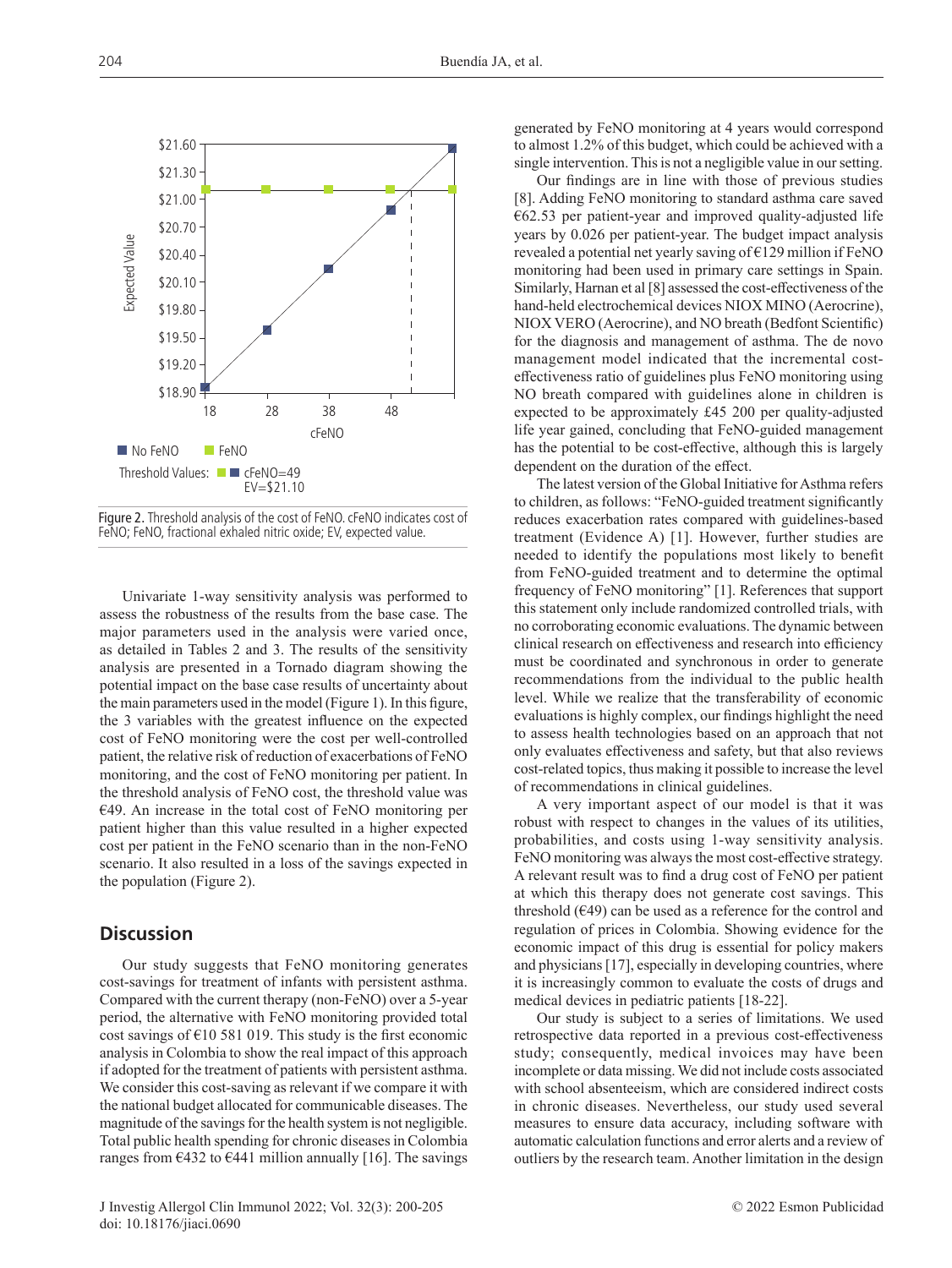Figure 2. Threshold analysis of the cost of FeNO. cFeNO indicates cost of FeNO; FeNO, fractional exhaled nitric oxide; EV, expected value.

Univariate 1-way sensitivity analysis was performed to assess the robustness of the results from the base case. The major parameters used in the analysis were varied once, as detailed in Tables 2 and 3. The results of the sensitivity analysis are presented in a Tornado diagram showing the potential impact on the base case results of uncertainty about the main parameters used in the model (Figure 1). In this figure, the 3 variables with the greatest influence on the expected cost of FeNO monitoring were the cost per well-controlled patient, the relative risk of reduction of exacerbations of FeNO monitoring, and the cost of FeNO monitoring per patient. In the threshold analysis of FeNO cost, the threshold value was €49. An increase in the total cost of FeNO monitoring per patient higher than this value resulted in a higher expected cost per patient in the FeNO scenario than in the non-FeNO scenario. It also resulted in a loss of the savings expected in the population (Figure 2).

## Discussion

Our study suggests that FeNO monitoring generates cost-savings for treatment of infants with persistent asthma. Compared with the current therapy (non-FeNO) over a 5-year period, the alternative with FeNO monitoring provided total cost savings of €10 581 019. This study is the first economic analysis in Colombia to show the real impact of this approach if adopted for the treatment of patients with persistent asthma. We consider this cost-saving as relevant if we compare it with the national budget allocated for communicable diseases. The magnitude of the savings for the health system is not negligible. Total public health spending for chronic diseases in Colombia ranges from €432 to €441 million annually [16]. The savings generated by FeNO monitoring at 4 years would correspond to almost 1.2% of this budget, which could be achieved with a single intervention. This is not a negligible value in our setting.

Our findings are in line with those of previous studies [8]. Adding FeNO monitoring to standard asthma care saved €62.53 per patient-year and improved quality-adjusted life years by 0.026 per patient-year. The budget impact analysis revealed a potential net yearly saving of €129 million if FeNO monitoring had been used in primary care settings in Spain. Similarly, Harnan et al [8] assessed the cost-effectiveness of the hand-held electrochemical devices NIOX MINO (Aerocrine), NIOX VERO (Aerocrine), and NO breath (Bedfont Scientific) for the diagnosis and management of asthma. The de novo management model indicated that the incremental cost-effectiveness ratio of guidelines plus FeNO monitoring using NO breath compared with guidelines alone in children is expected to be approximately £45 200 per quality-adjusted life year gained, concluding that FeNO-guided management has the potential to be cost-effective, although this is largely dependent on the duration of the effect.

The latest version of the Global Initiative for Asthma refers to children, as follows: "FeNO-guided treatment significantly reduces exacerbation rates compared with guidelines-based treatment (Evidence A) [1]. However, further studies are needed to identify the populations most likely to benefit from FeNO-guided treatment and to determine the optimal frequency of FeNO monitoring" [1]. References that support this statement only include randomized controlled trials, with no corroborating economic evaluations. The dynamic between clinical research on effectiveness and research into efficiency must be coordinated and synchronous in order to generate recommendations from the individual to the public health level. While we realize that the transferability of economic evaluations is highly complex, our findings highlight the need to assess health technologies based on an approach that not only evaluates effectiveness and safety, but that also reviews cost-related topics, thus making it possible to increase the level of recommendations in clinical guidelines.

A very important aspect of our model is that it was robust with respect to changes in the values of its utilities, probabilities, and costs using 1-way sensitivity analysis. FeNO monitoring was always the most cost-effective strategy. A relevant result was to find a drug cost of FeNO per patient at which this therapy does not generate cost savings. This threshold (€49) can be used as a reference for the control and regulation of prices in Colombia. Showing evidence for the economic impact of this drug is essential for policy makers and physicians [17], especially in developing countries, where it is increasingly common to evaluate the costs of drugs and medical devices in pediatric patients [18-22].

Our study is subject to a series of limitations. We used retrospective data reported in a previous cost-effectiveness study; consequently, medical invoices may have been incomplete or data missing. We did not include costs associated with school absenteeism, which are considered indirect costs in chronic diseases. Nevertheless, our study used several measures to ensure data accuracy, including software with automatic calculation functions and error alerts and a review of outliers by the research team. Another limitation in the design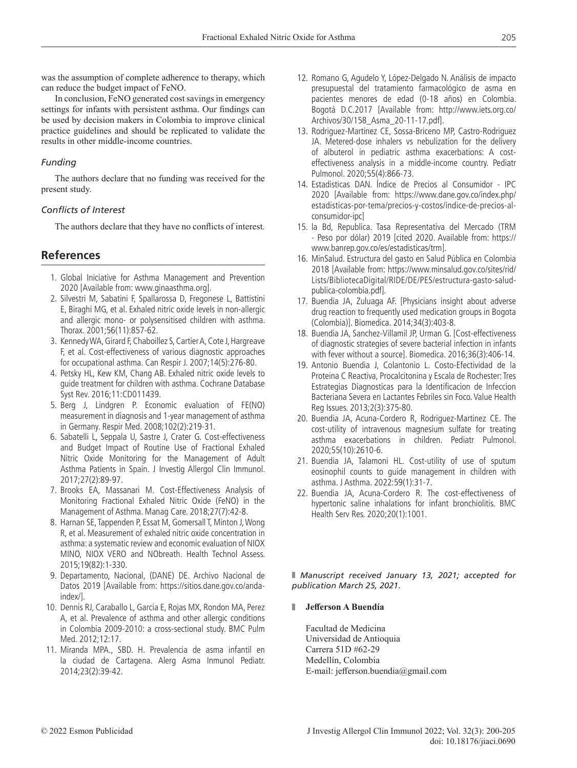was the assumption of complete adherence to therapy, which can reduce the budget impact of FeNO.

In conclusion, FeNO generated cost savings in emergency settings for infants with persistent asthma. Our findings can be used by decision makers in Colombia to improve clinical practice guidelines and should be replicated to validate the results in other middle-income countries.

### *Funding*

The authors declare that no funding was received for the present study.

### *Conflicts of Interest*

The authors declare that they have no conflicts of interest.

## References

1. Global Iniciative for Asthma Management and Prevention 2020 [Available from: www.ginaasthma.org].
2. Silvestri M, Sabatini F, Spallarossa D, Fregonese L, Battistini E, Biraghi MG, et al. Exhaled nitric oxide levels in non-allergic and allergic mono- or polysensitised children with asthma. Thorax. 2001;56(11):857-62.
3. Kennedy WA, Girard F, Chaboillez S, Cartier A, Cote J, Hargreave F, et al. Cost-effectiveness of various diagnostic approaches for occupational asthma. Can Respir J. 2007;14(5):276-80.
4. Petsky HL, Kew KM, Chang AB. Exhaled nitric oxide levels to guide treatment for children with asthma. Cochrane Database Syst Rev. 2016;11:CD011439.
5. Berg J, Lindgren P. Economic evaluation of FE(NO) measurement in diagnosis and 1-year management of asthma in Germany. Respir Med. 2008;102(2):219-31.
6. Sabatelli L, Seppala U, Sastre J, Crater G. Cost-effectiveness and Budget Impact of Routine Use of Fractional Exhaled Nitric Oxide Monitoring for the Management of Adult Asthma Patients in Spain. J Investig Allergol Clin Immunol. 2017;27(2):89-97.
7. Brooks EA, Massanari M. Cost-Effectiveness Analysis of Monitoring Fractional Exhaled Nitric Oxide (FeNO) in the Management of Asthma. Manag Care. 2018;27(7):42-8.
8. Harnan SE, Tappenden P, Essat M, Gomersall T, Minton J, Wong R, et al. Measurement of exhaled nitric oxide concentration in asthma: a systematic review and economic evaluation of NIOX MINO, NIOX VERO and NObreath. Health Technol Assess. 2015;19(82):1-330.
9. Departamento, Nacional, (DANE) DE. Archivo Nacional de Datos 2019 [Available from: https://sitios.dane.gov.co/anda-index/].
10. Dennis RJ, Caraballo L, Garcia E, Rojas MX, Rondon MA, Perez A, et al. Prevalence of asthma and other allergic conditions in Colombia 2009-2010: a cross-sectional study. BMC Pulm Med. 2012;12:17.
11. Miranda MPA., SBD. H. Prevalencia de asma infantil en la ciudad de Cartagena. Alerg Asma Inmunol Pediatr. 2014;23(2):39-42.
12. Romano G, Agudelo Y, López-Delgado N. Análisis de impacto presupuestal del tratamiento farmacológico de asma en pacientes menores de edad (0-18 años) en Colombia. Bogotá D.C.2017 [Available from: http://www.iets.org.co/Archivos/30/158_Asma_20-11-17.pdf].
13. Rodriguez-Martinez CE, Sossa-Briceno MP, Castro-Rodriguez JA. Metered-dose inhalers vs nebulization for the delivery of albuterol in pediatric asthma exacerbations: A cost-effectiveness analysis in a middle-income country. Pediatr Pulmonol. 2020;55(4):866-73.
14. Estadisticas DAN. Índice de Precios al Consumidor - IPC 2020 [Available from: https://www.dane.gov.co/index.php/estadisticas-por-tema/precios-y-costos/indice-de-precios-al-consumidor-ipc]
15. la Bd, Republica. Tasa Representativa del Mercado (TRM - Peso por dólar) 2019 [cited 2020. Available from: https://www.banrep.gov.co/es/estadisticas/trm].
16. MinSalud. Estructura del gasto en Salud Pública en Colombia 2018 [Available from: https://www.minsalud.gov.co/sites/rid/Lists/BibliotecaDigital/RIDE/DE/PES/estructura-gasto-salud-publica-colombia.pdf].
17. Buendia JA, Zuluaga AF. [Physicians insight about adverse drug reaction to frequently used medication groups in Bogota (Colombia)]. Biomedica. 2014;34(3):403-8.
18. Buendia JA, Sanchez-Villamil JP, Urman G. [Cost-effectiveness of diagnostic strategies of severe bacterial infection in infants with fever without a source]. Biomedica. 2016;36(3):406-14.
19. Antonio Buendia J, Colantonio L. Costo-Efectividad de la Proteina C Reactiva, Procalcitonina y Escala de Rochester: Tres Estrategias Diagnosticas para la Identificacion de Infeccion Bacteriana Severa en Lactantes Febriles sin Foco. Value Health Reg Issues. 2013;2(3):375-80.
20. Buendia JA, Acuna-Cordero R, Rodriguez-Martinez CE. The cost-utility of intravenous magnesium sulfate for treating asthma exacerbations in children. Pediatr Pulmonol. 2020;55(10):2610-6.
21. Buendia JA, Talamoni HL. Cost-utility of use of sputum eosinophil counts to guide management in children with asthma. J Asthma. 2022:59(1):31-7.
22. Buendia JA, Acuna-Cordero R. The cost-effectiveness of hypertonic saline inhalations for infant bronchiolitis. BMC Health Serv Res. 2020;20(1):1001.

*Manuscript received January 13, 2021; accepted for publication March 25, 2021.*

**Jefferson A Buendía**

Facultad de Medicina
Universidad de Antioquia
Carrera 51D #62-29
Medellín, Colombia
E-mail: jefferson.buendia@gmail.com